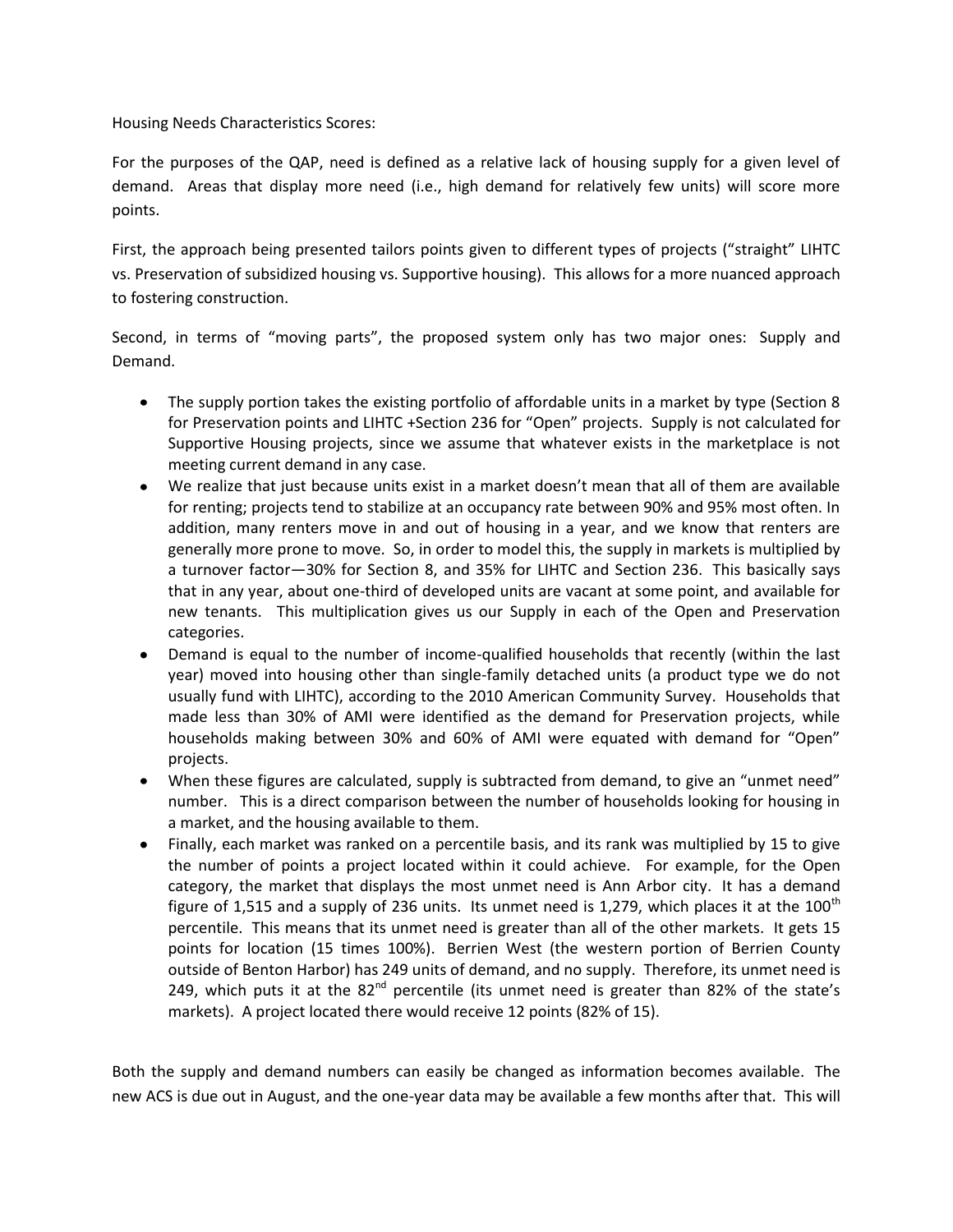Housing Needs Characteristics Scores:

For the purposes of the QAP, need is defined as a relative lack of housing supply for a given level of demand. Areas that display more need (i.e., high demand for relatively few units) will score more points.

First, the approach being presented tailors points given to different types of projects ("straight" LIHTC vs. Preservation of subsidized housing vs. Supportive housing). This allows for a more nuanced approach to fostering construction.

Second, in terms of "moving parts", the proposed system only has two major ones: Supply and Demand.

- The supply portion takes the existing portfolio of affordable units in a market by type (Section 8 for Preservation points and LIHTC +Section 236 for "Open" projects. Supply is not calculated for Supportive Housing projects, since we assume that whatever exists in the marketplace is not meeting current demand in any case.
- We realize that just because units exist in a market doesn't mean that all of them are available for renting; projects tend to stabilize at an occupancy rate between 90% and 95% most often. In addition, many renters move in and out of housing in a year, and we know that renters are generally more prone to move. So, in order to model this, the supply in markets is multiplied by a turnover factor—30% for Section 8, and 35% for LIHTC and Section 236. This basically says that in any year, about one-third of developed units are vacant at some point, and available for new tenants. This multiplication gives us our Supply in each of the Open and Preservation categories.
- Demand is equal to the number of income-qualified households that recently (within the last year) moved into housing other than single-family detached units (a product type we do not usually fund with LIHTC), according to the 2010 American Community Survey. Households that made less than 30% of AMI were identified as the demand for Preservation projects, while households making between 30% and 60% of AMI were equated with demand for "Open" projects.
- When these figures are calculated, supply is subtracted from demand, to give an "unmet need" number. This is a direct comparison between the number of households looking for housing in a market, and the housing available to them.
- Finally, each market was ranked on a percentile basis, and its rank was multiplied by 15 to give the number of points a project located within it could achieve. For example, for the Open category, the market that displays the most unmet need is Ann Arbor city. It has a demand figure of 1,515 and a supply of 236 units. Its unmet need is 1,279, which places it at the 100th percentile. This means that its unmet need is greater than all of the other markets. It gets 15 points for location (15 times 100%). Berrien West (the western portion of Berrien County outside of Benton Harbor) has 249 units of demand, and no supply. Therefore, its unmet need is 249, which puts it at the 82nd percentile (its unmet need is greater than 82% of the state's markets). A project located there would receive 12 points (82% of 15).

Both the supply and demand numbers can easily be changed as information becomes available. The new ACS is due out in August, and the one-year data may be available a few months after that. This will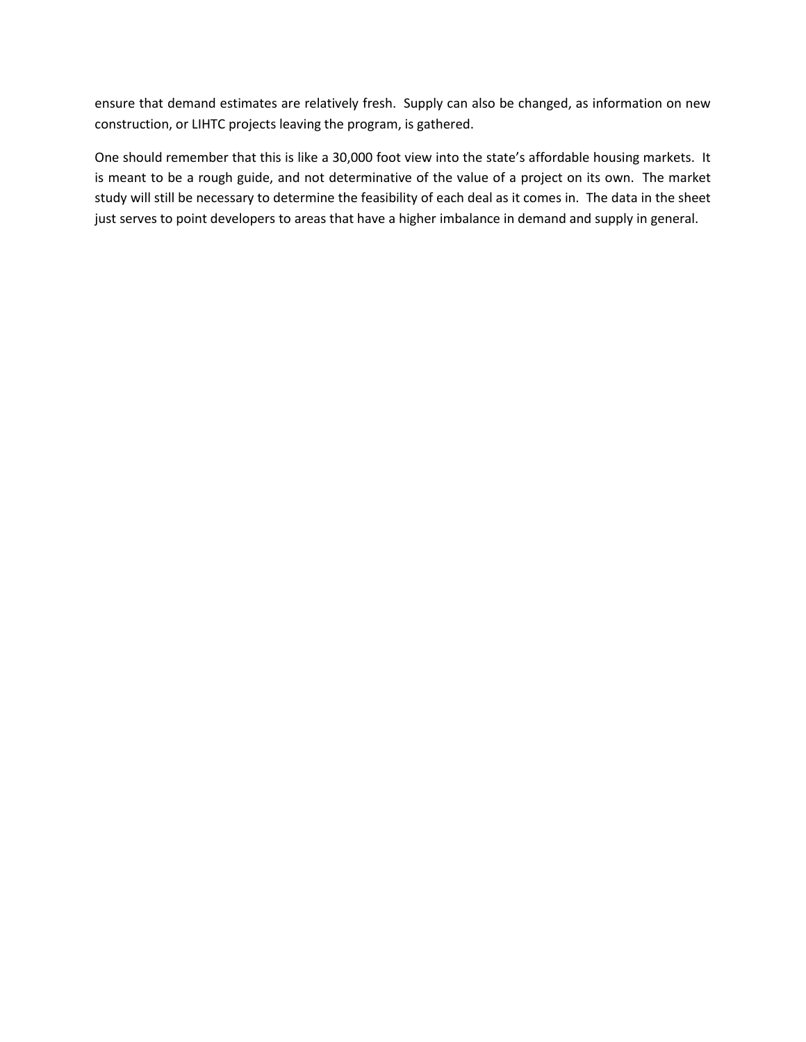ensure that demand estimates are relatively fresh. Supply can also be changed, as information on new construction, or LIHTC projects leaving the program, is gathered.

One should remember that this is like a 30,000 foot view into the state's affordable housing markets. It is meant to be a rough guide, and not determinative of the value of a project on its own. The market study will still be necessary to determine the feasibility of each deal as it comes in. The data in the sheet just serves to point developers to areas that have a higher imbalance in demand and supply in general.